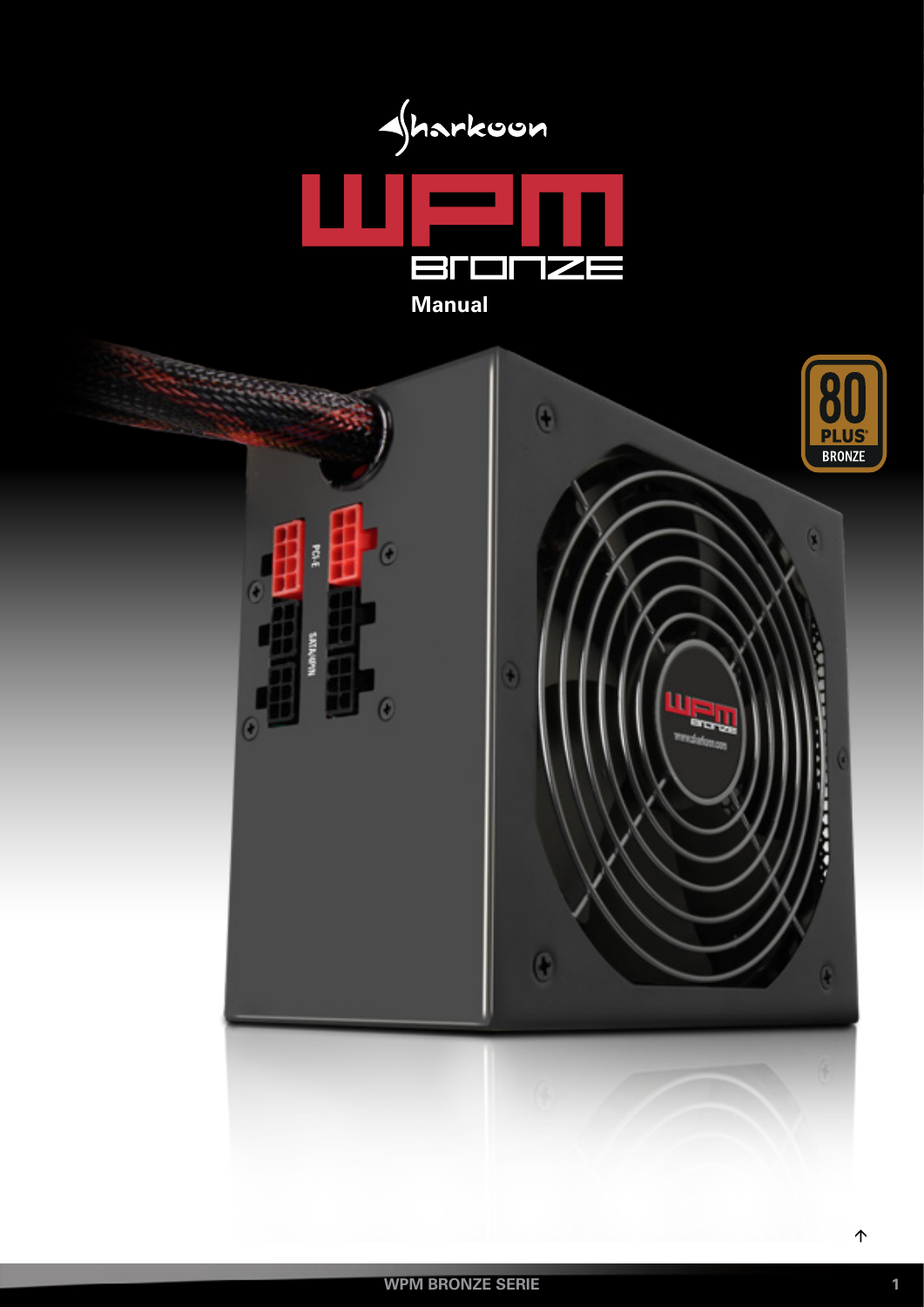Sharkoon

# WPM BRONZE

**Manual**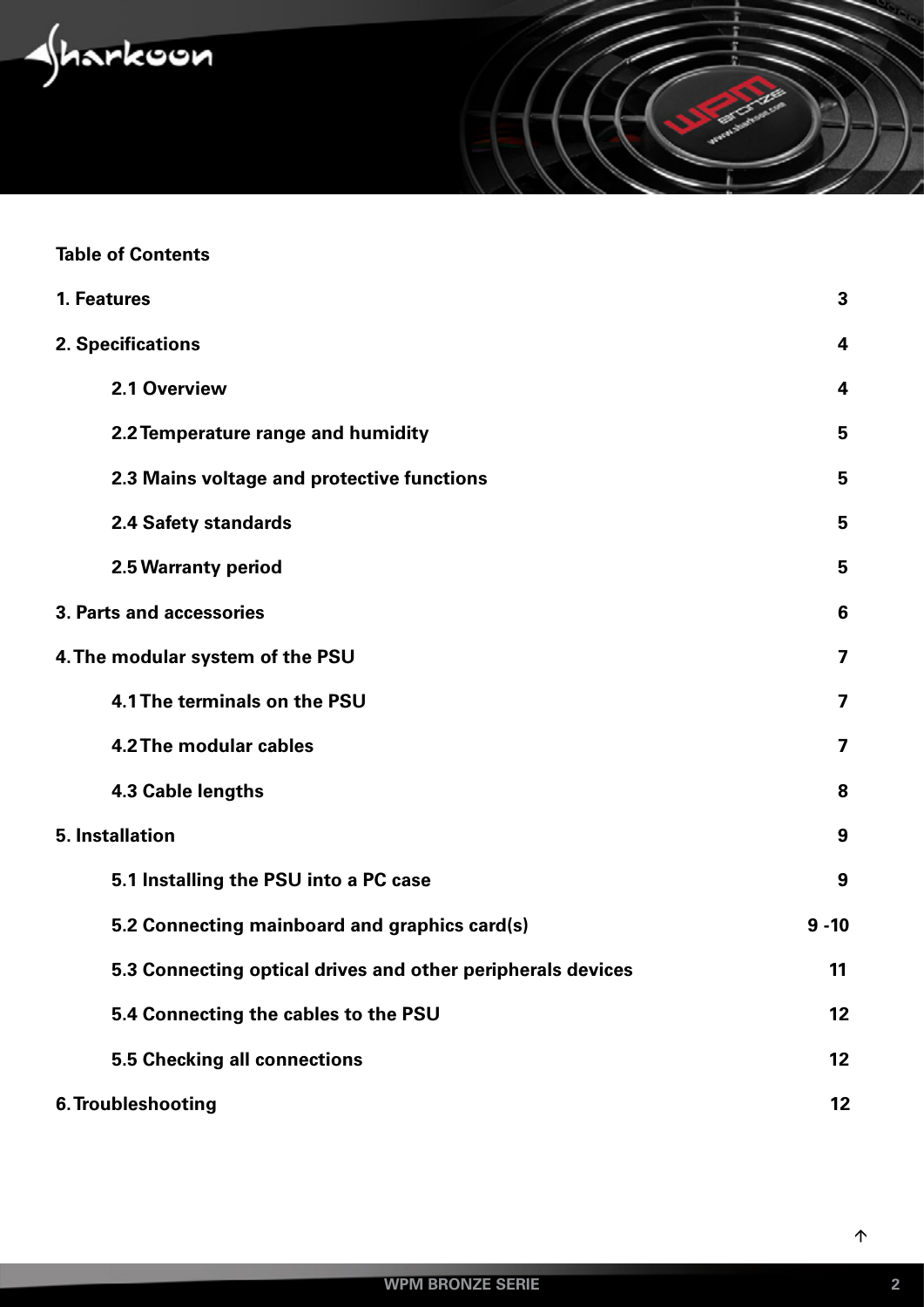**Table of Contents**

| | |
|---|---|
| **1. Features** | **3** |
| **2. Specifications** | **4** |
| **2.1 Overview** | **4** |
| **2.2 Temperature range and humidity** | **5** |
| **2.3 Mains voltage and protective functions** | **5** |
| **2.4 Safety standards** | **5** |
| **2.5 Warranty period** | **5** |
| **3. Parts and accessories** | **6** |
| **4. The modular system of the PSU** | **7** |
| **4.1 The terminals on the PSU** | **7** |
| **4.2 The modular cables** | **7** |
| **4.3 Cable lengths** | **8** |
| **5. Installation** | **9** |
| **5.1 Installing the PSU into a PC case** | **9** |
| **5.2 Connecting mainboard and graphics card(s)** | **9 -10** |
| **5.3 Connecting optical drives and other peripherals devices** | **11** |
| **5.4 Connecting the cables to the PSU** | **12** |
| **5.5 Checking all connections** | **12** |
| **6. Troubleshooting** | **12** |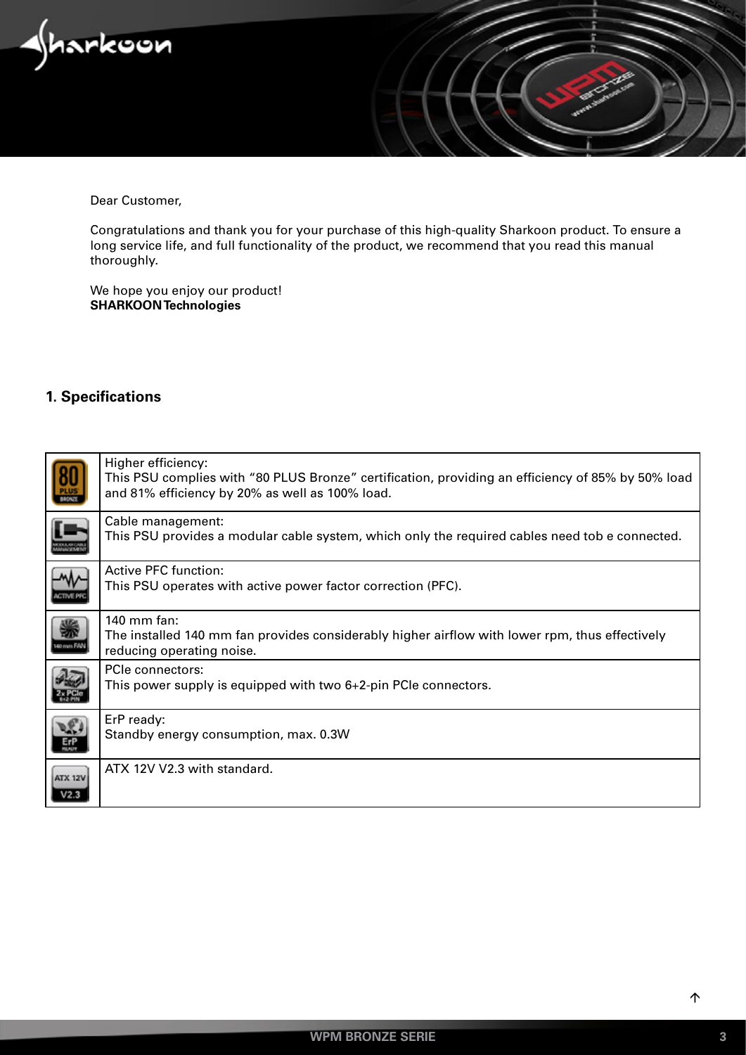Dear Customer,

Congratulations and thank you for your purchase of this high-quality Sharkoon product. To ensure a long service life, and full functionality of the product, we recommend that you read this manual thoroughly.

We hope you enjoy our product!
**SHARKOON Technologies**

## 1. Specifications

| | |
|---|---|
| 80 PLUS BRONZE | Higher efficiency:<br>This PSU complies with "80 PLUS Bronze" certification, providing an efficiency of 85% by 50% load and 81% efficiency by 20% as well as 100% load. |
| MODULAR CABLE MANAGEMENT | Cable management:<br>This PSU provides a modular cable system, which only the required cables need tob e connected. |
| ACTIVE PFC | Active PFC function:<br>This PSU operates with active power factor correction (PFC). |
| 140 mm FAN | 140 mm fan:<br>The installed 140 mm fan provides considerably higher airflow with lower rpm, thus effectively reducing operating noise. |
| 2x PCIe 6+2-PIN | PCIe connectors:<br>This power supply is equipped with two 6+2-pin PCIe connectors. |
| ErP READY | ErP ready:<br>Standby energy consumption, max. 0.3W |
| ATX 12V V2.3 | ATX 12V V2.3 with standard. |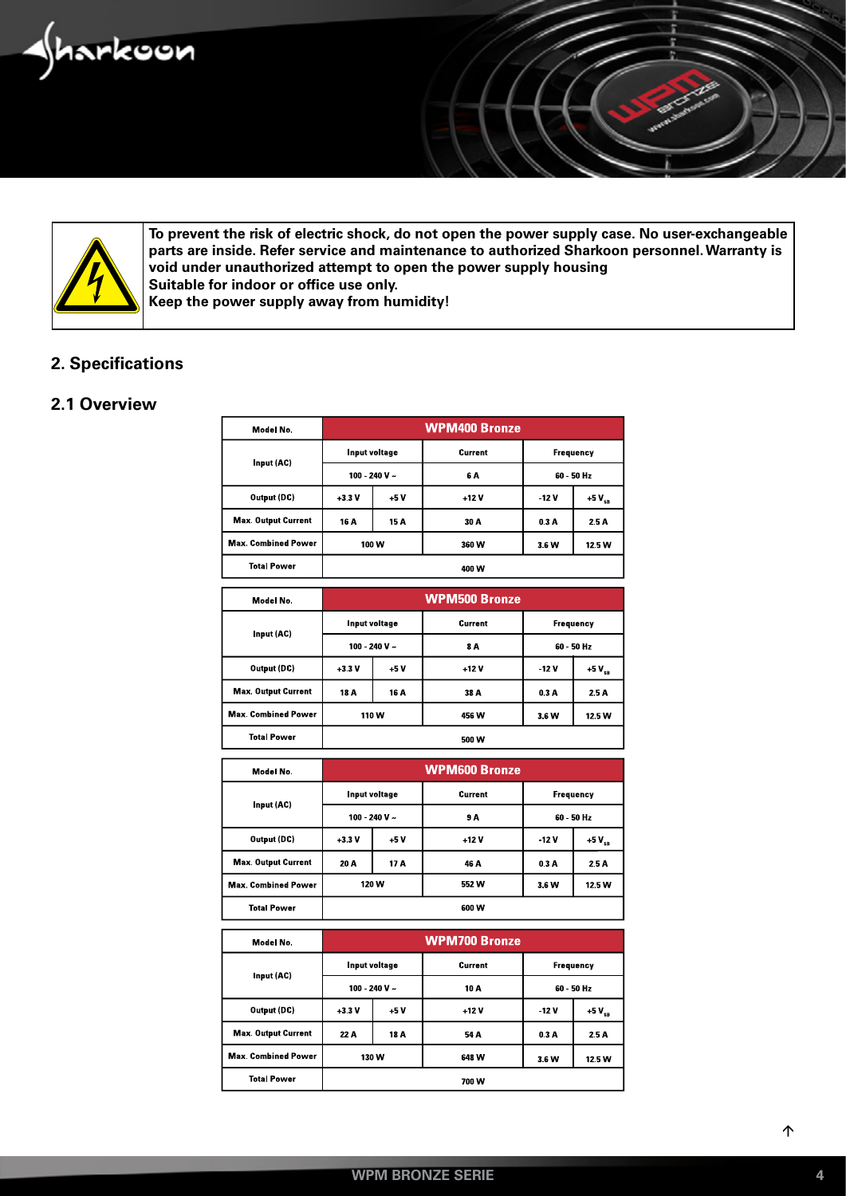**To prevent the risk of electric shock, do not open the power supply case. No user-exchangeable parts are inside. Refer service and maintenance to authorized Sharkoon personnel. Warranty is void under unauthorized attempt to open the power supply housing**
**Suitable for indoor or office use only.**
**Keep the power supply away from humidity!**

## 2. Specifications

### 2.1 Overview

| Model No. | WPM400 Bronze | | | | |
|---|---|---|---|---|---|
| Input (AC) | Input voltage | | Current | Frequency | |
| | 100 - 240 V ~ | | 6 A | 60 - 50 Hz | |
| Output (DC) | +3.3 V | +5 V | +12 V | -12 V | +5 $V_{SB}$ |
| Max. Output Current | 16 A | 15 A | 30 A | 0.3 A | 2.5 A |
| Max. Combined Power | 100 W | | 360 W | 3.6 W | 12.5 W |
| Total Power | 400 W | | | | |

| Model No. | WPM500 Bronze | | | | |
|---|---|---|---|---|---|
| Input (AC) | Input voltage | | Current | Frequency | |
| | 100 - 240 V ~ | | 8 A | 60 - 50 Hz | |
| Output (DC) | +3.3 V | +5 V | +12 V | -12 V | +5 $V_{SB}$ |
| Max. Output Current | 18 A | 16 A | 38 A | 0.3 A | 2.5 A |
| Max. Combined Power | 110 W | | 456 W | 3.6 W | 12.5 W |
| Total Power | 500 W | | | | |

| Model No. | WPM600 Bronze | | | | |
|---|---|---|---|---|---|
| Input (AC) | Input voltage | | Current | Frequency | |
| | 100 - 240 V ~ | | 9 A | 60 - 50 Hz | |
| Output (DC) | +3.3 V | +5 V | +12 V | -12 V | +5 $V_{SB}$ |
| Max. Output Current | 20 A | 17 A | 46 A | 0.3 A | 2.5 A |
| Max. Combined Power | 120 W | | 552 W | 3.6 W | 12.5 W |
| Total Power | 600 W | | | | |

| Model No. | WPM700 Bronze | | | | |
|---|---|---|---|---|---|
| Input (AC) | Input voltage | | Current | Frequency | |
| | 100 - 240 V ~ | | 10 A | 60 - 50 Hz | |
| Output (DC) | +3.3 V | +5 V | +12 V | -12 V | +5 $V_{SB}$ |
| Max. Output Current | 22 A | 18 A | 54 A | 0.3 A | 2.5 A |
| Max. Combined Power | 130 W | | 648 W | 3.6 W | 12.5 W |
| Total Power | 700 W | | | | |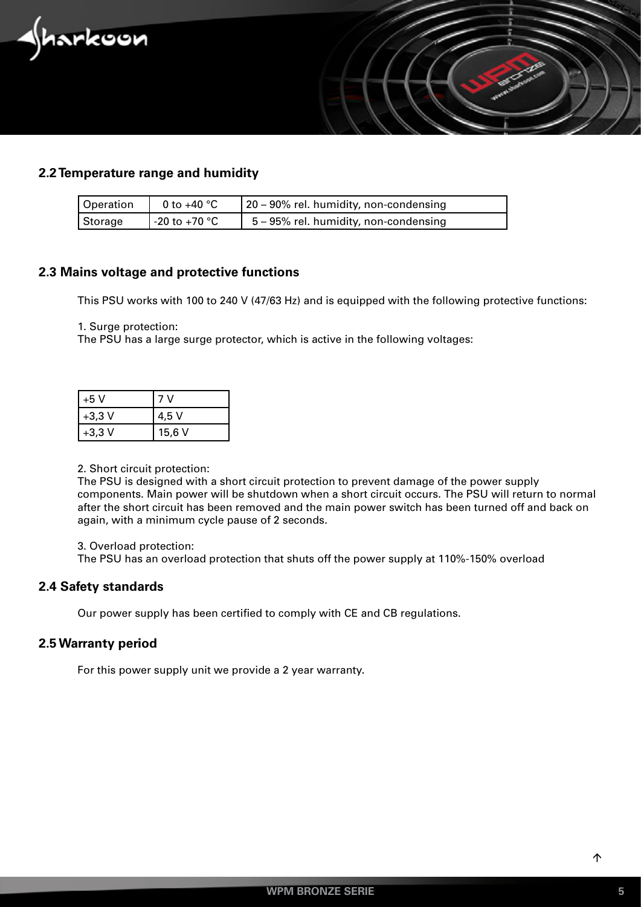## 2.2 Temperature range and humidity

| Operation | 0 to +40 °C | 20 – 90% rel. humidity, non-condensing |
|---|---|---|
| Storage | -20 to +70 °C | 5 – 95% rel. humidity, non-condensing |

## 2.3 Mains voltage and protective functions

This PSU works with 100 to 240 V (47/63 Hz) and is equipped with the following protective functions:

1. Surge protection:
The PSU has a large surge protector, which is active in the following voltages:

| +5 V | 7 V |
|---|---|
| +3,3 V | 4,5 V |
| +3,3 V | 15,6 V |

2. Short circuit protection:
The PSU is designed with a short circuit protection to prevent damage of the power supply components. Main power will be shutdown when a short circuit occurs. The PSU will return to normal after the short circuit has been removed and the main power switch has been turned off and back on again, with a minimum cycle pause of 2 seconds.

3. Overload protection:
The PSU has an overload protection that shuts off the power supply at 110%-150% overload

## 2.4 Safety standards

Our power supply has been certified to comply with CE and CB regulations.

## 2.5 Warranty period

For this power supply unit we provide a 2 year warranty.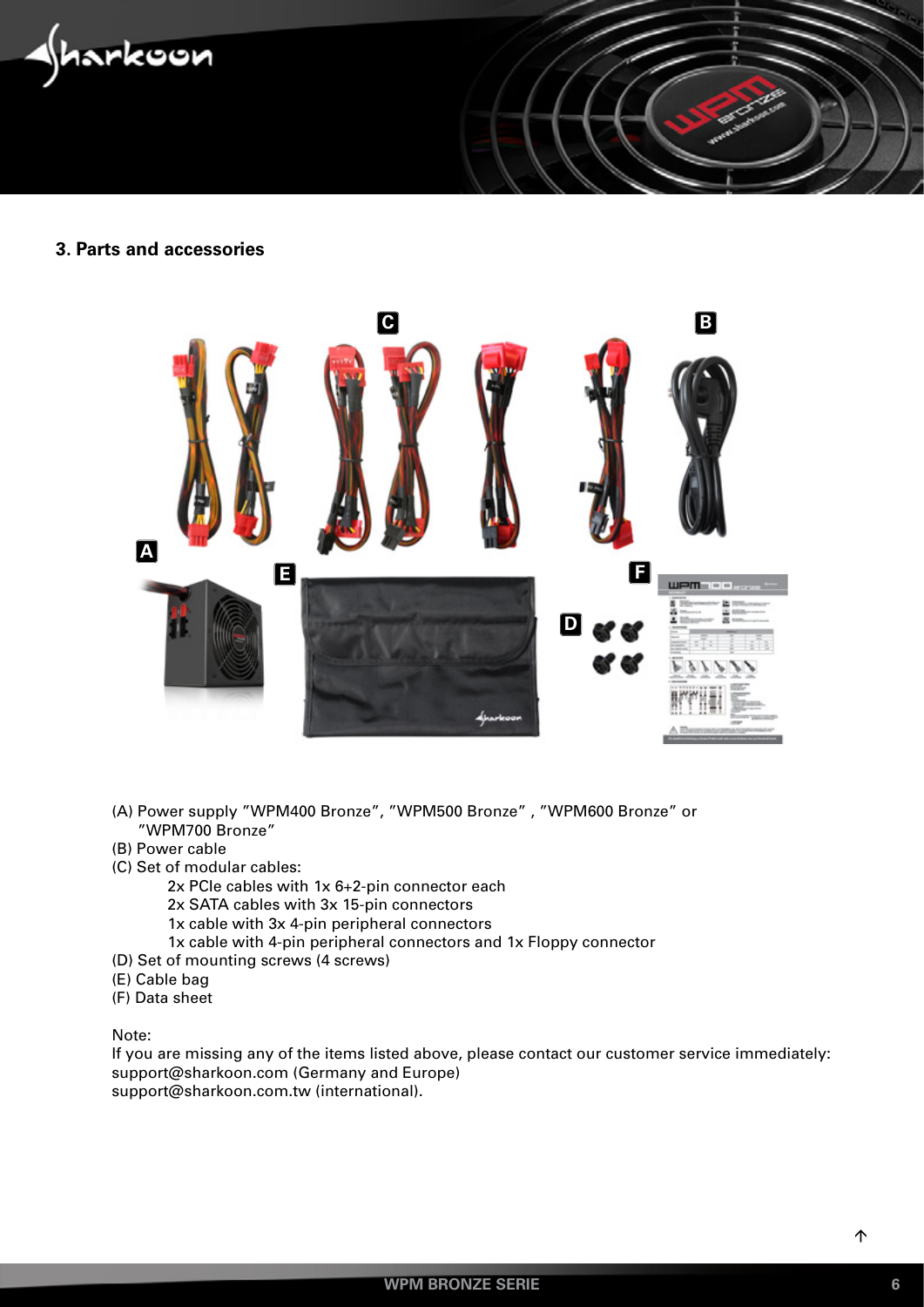## 3. Parts and accessories

(A) Power supply "WPM400 Bronze", "WPM500 Bronze" , "WPM600 Bronze" or "WPM700 Bronze"
(B) Power cable
(C) Set of modular cables:
    2x PCIe cables with 1x 6+2-pin connector each
    2x SATA cables with 3x 15-pin connectors
    1x cable with 3x 4-pin peripheral connectors
    1x cable with 4-pin peripheral connectors and 1x Floppy connector
(D) Set of mounting screws (4 screws)
(E) Cable bag
(F) Data sheet

Note:
If you are missing any of the items listed above, please contact our customer service immediately:
support@sharkoon.com (Germany and Europe)
support@sharkoon.com.tw (international).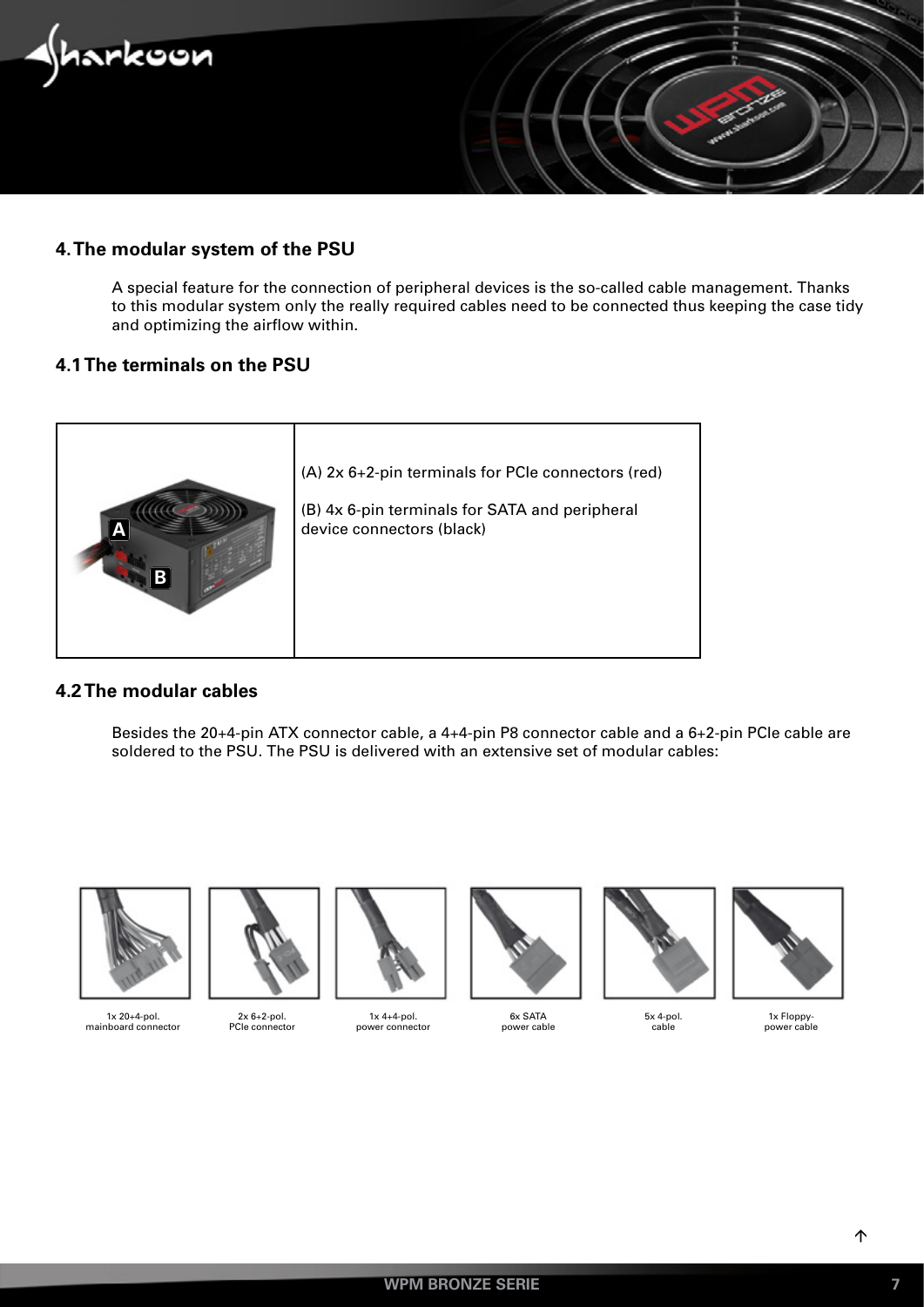## 4. The modular system of the PSU

A special feature for the connection of peripheral devices is the so-called cable management. Thanks to this modular system only the really required cables need to be connected thus keeping the case tidy and optimizing the airflow within.

## 4.1 The terminals on the PSU

(A) 2x 6+2-pin terminals for PCIe connectors (red)

(B) 4x 6-pin terminals for SATA and peripheral device connectors (black)

## 4.2 The modular cables

Besides the 20+4-pin ATX connector cable, a 4+4-pin P8 connector cable and a 6+2-pin PCIe cable are soldered to the PSU. The PSU is delivered with an extensive set of modular cables:

1x 20+4-pol. mainboard connector

2x 6+2-pol. PCIe connector

1x 4+4-pol. power connector

6x SATA power cable

5x 4-pol. cable

1x Floppy-power cable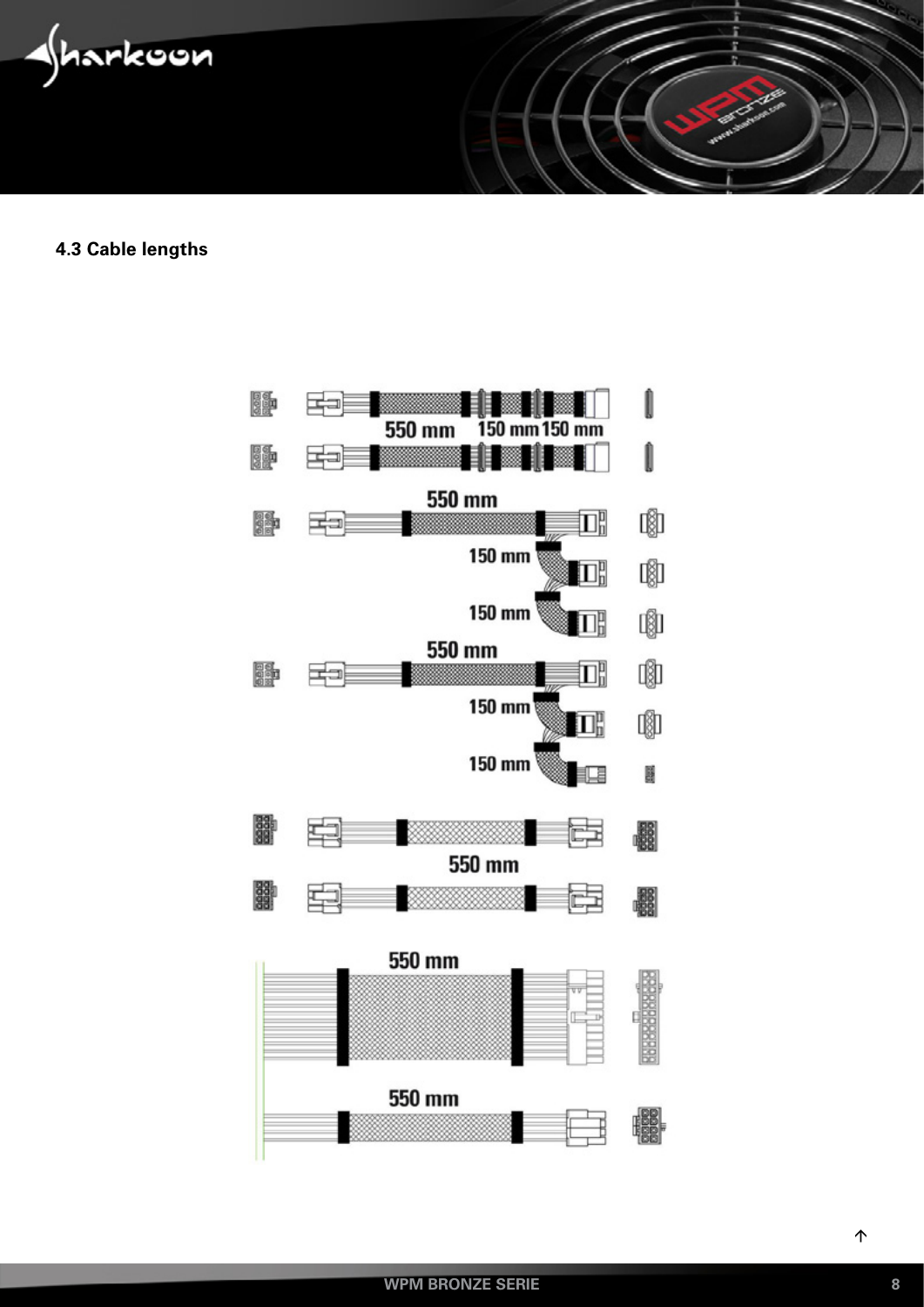### 4.3 Cable lengths

550 mm 150 mm 150 mm

550 mm

150 mm

150 mm

550 mm

150 mm

150 mm

550 mm

550 mm

550 mm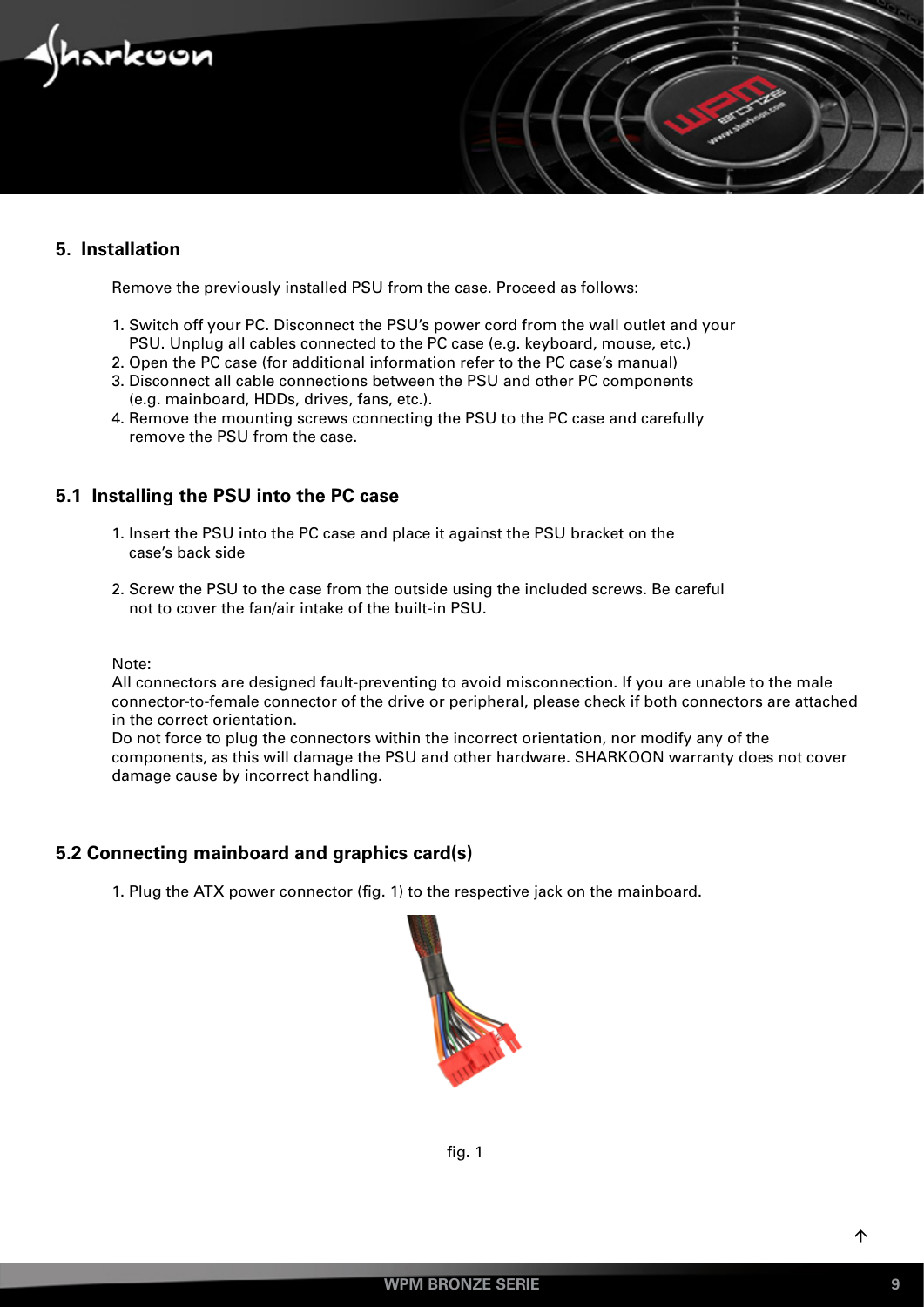## 5. Installation

Remove the previously installed PSU from the case. Proceed as follows:

1. Switch off your PC. Disconnect the PSU's power cord from the wall outlet and your PSU. Unplug all cables connected to the PC case (e.g. keyboard, mouse, etc.)
2. Open the PC case (for additional information refer to the PC case's manual)
3. Disconnect all cable connections between the PSU and other PC components (e.g. mainboard, HDDs, drives, fans, etc.).
4. Remove the mounting screws connecting the PSU to the PC case and carefully remove the PSU from the case.

### 5.1 Installing the PSU into the PC case

1. Insert the PSU into the PC case and place it against the PSU bracket on the case's back side
2. Screw the PSU to the case from the outside using the included screws. Be careful not to cover the fan/air intake of the built-in PSU.

Note:
All connectors are designed fault-preventing to avoid misconnection. If you are unable to the male connector-to-female connector of the drive or peripheral, please check if both connectors are attached in the correct orientation.
Do not force to plug the connectors within the incorrect orientation, nor modify any of the components, as this will damage the PSU and other hardware. SHARKOON warranty does not cover damage cause by incorrect handling.

### 5.2 Connecting mainboard and graphics card(s)

1. Plug the ATX power connector (fig. 1) to the respective jack on the mainboard.

fig. 1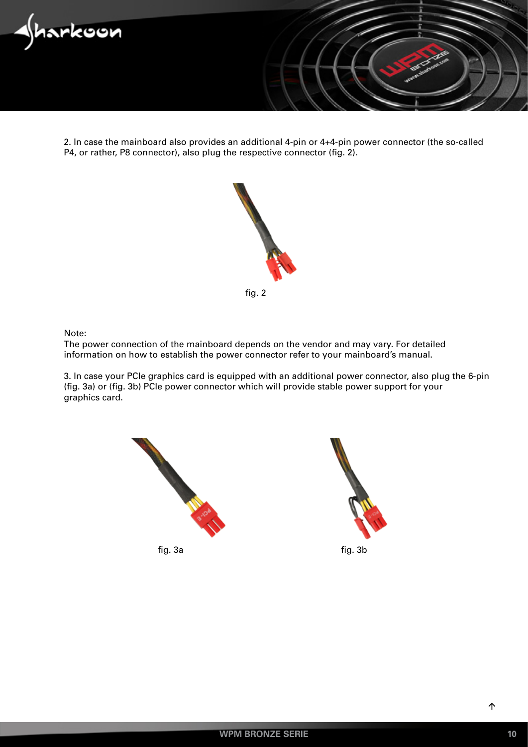2. In case the mainboard also provides an additional 4-pin or 4+4-pin power connector (the so-called P4, or rather, P8 connector), also plug the respective connector (fig. 2).

fig. 2

Note:
The power connection of the mainboard depends on the vendor and may vary. For detailed information on how to establish the power connector refer to your mainboard's manual.

3. In case your PCIe graphics card is equipped with an additional power connector, also plug the 6-pin (fig. 3a) or (fig. 3b) PCIe power connector which will provide stable power support for your graphics card.

fig. 3a

fig. 3b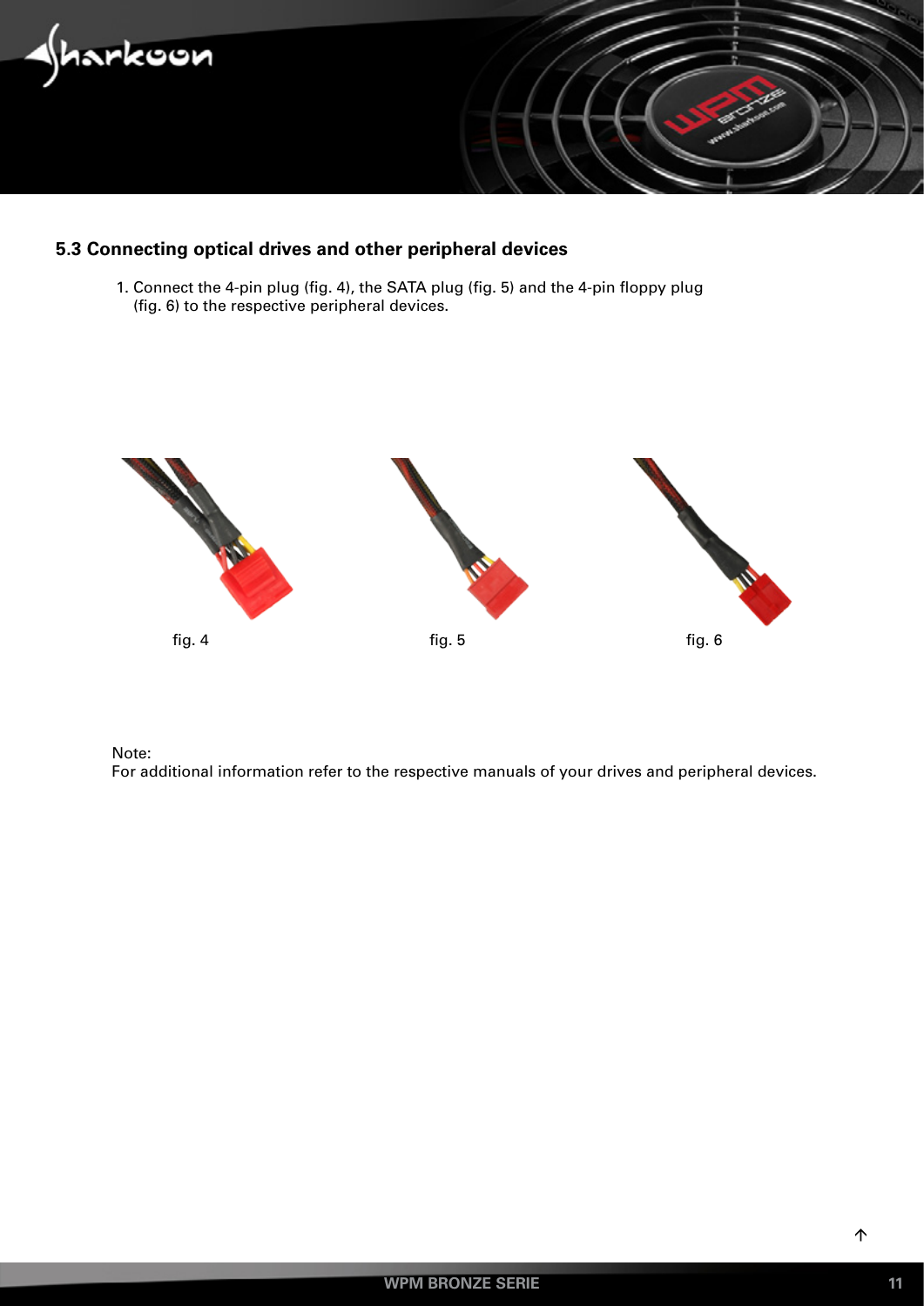## 5.3 Connecting optical drives and other peripheral devices

1. Connect the 4-pin plug (fig. 4), the SATA plug (fig. 5) and the 4-pin floppy plug (fig. 6) to the respective peripheral devices.

fig. 4

fig. 5

fig. 6

Note:
For additional information refer to the respective manuals of your drives and peripheral devices.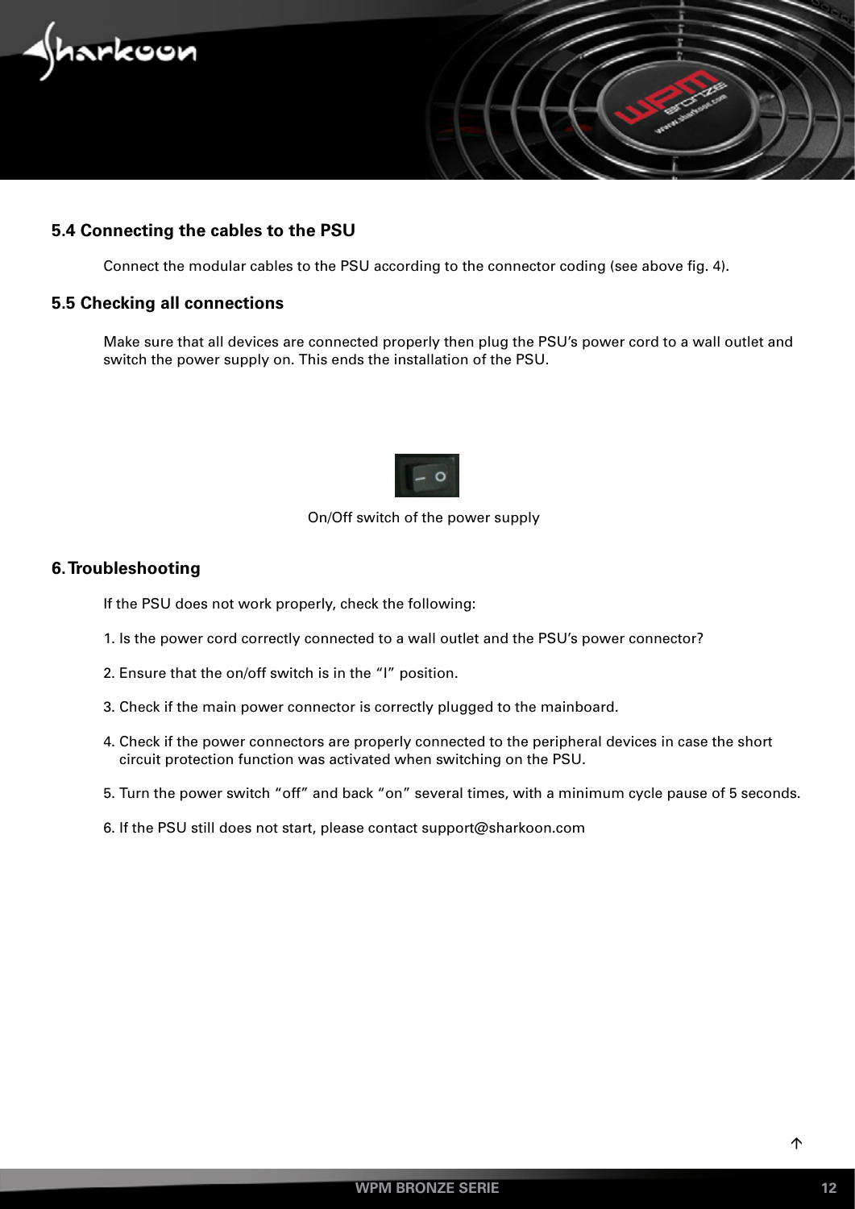### 5.4 Connecting the cables to the PSU

Connect the modular cables to the PSU according to the connector coding (see above fig. 4).

### 5.5 Checking all connections

Make sure that all devices are connected properly then plug the PSU's power cord to a wall outlet and switch the power supply on. This ends the installation of the PSU.

On/Off switch of the power supply

## 6. Troubleshooting

If the PSU does not work properly, check the following:

1. Is the power cord correctly connected to a wall outlet and the PSU's power connector?

2. Ensure that the on/off switch is in the "I" position.

3. Check if the main power connector is correctly plugged to the mainboard.

4. Check if the power connectors are properly connected to the peripheral devices in case the short circuit protection function was activated when switching on the PSU.

5. Turn the power switch "off" and back "on" several times, with a minimum cycle pause of 5 seconds.

6. If the PSU still does not start, please contact support@sharkoon.com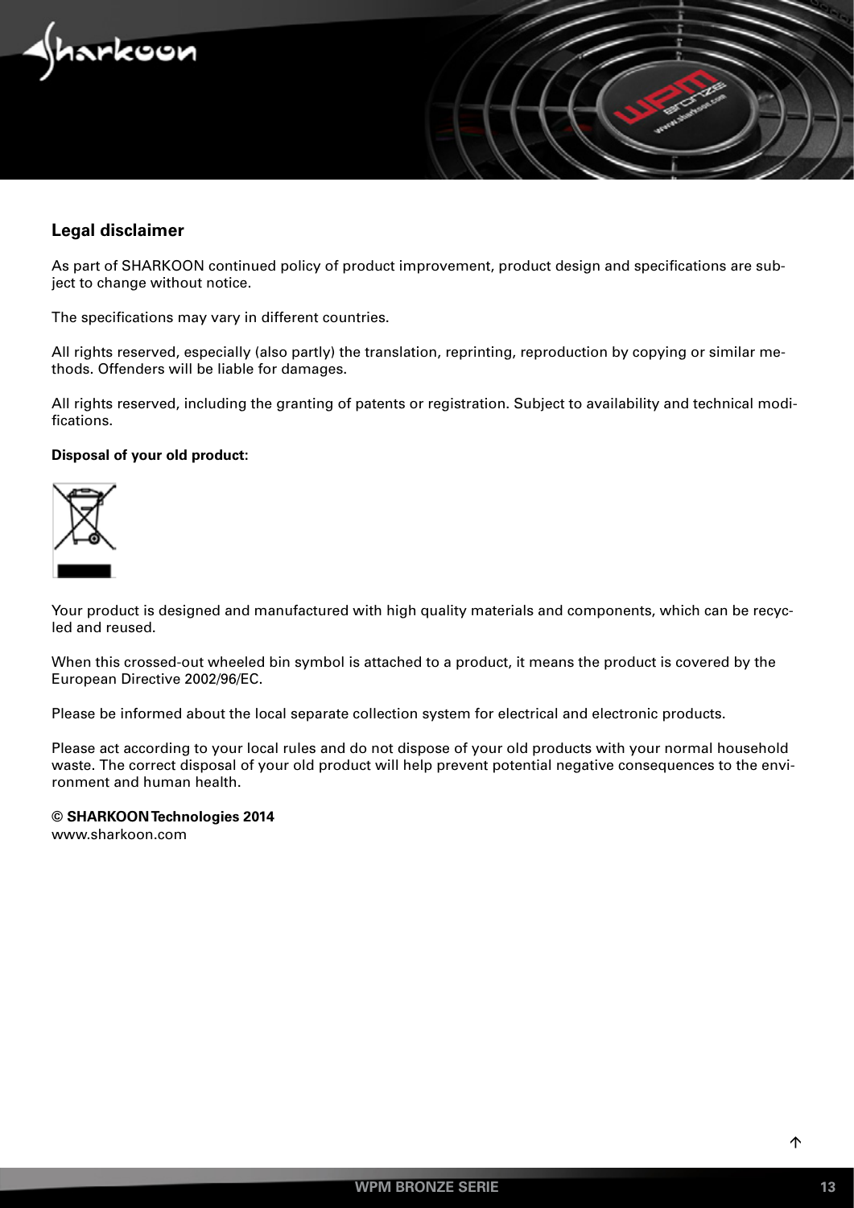## Legal disclaimer

As part of SHARKOON continued policy of product improvement, product design and specifications are subject to change without notice.

The specifications may vary in different countries.

All rights reserved, especially (also partly) the translation, reprinting, reproduction by copying or similar methods. Offenders will be liable for damages.

All rights reserved, including the granting of patents or registration. Subject to availability and technical modifications.

**Disposal of your old product:**

Your product is designed and manufactured with high quality materials and components, which can be recycled and reused.

When this crossed-out wheeled bin symbol is attached to a product, it means the product is covered by the European Directive 2002/96/EC.

Please be informed about the local separate collection system for electrical and electronic products.

Please act according to your local rules and do not dispose of your old products with your normal household waste. The correct disposal of your old product will help prevent potential negative consequences to the environment and human health.

**© SHARKOON Technologies 2014**
www.sharkoon.com